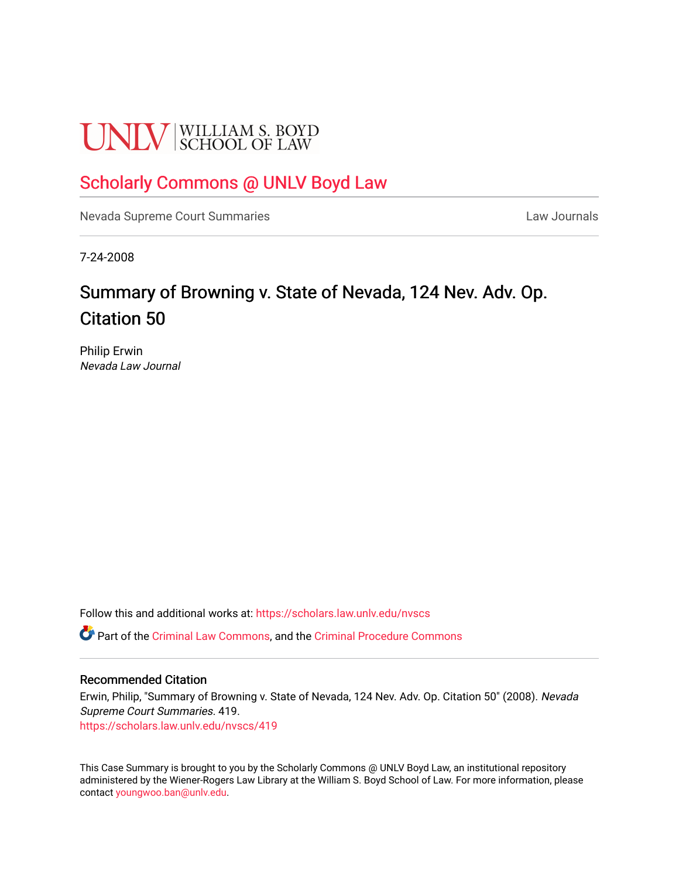UNLV | WILLIAM S. BOYD SCHOOL OF LAW

# Scholarly Commons @ UNLV Boyd Law

Nevada Supreme Court Summaries | Law Journals

7-24-2008

## Summary of Browning v. State of Nevada, 124 Nev. Adv. Op. Citation 50

Philip Erwin
*Nevada Law Journal*

Follow this and additional works at: https://scholars.law.unlv.edu/nvscs

Part of the Criminal Law Commons, and the Criminal Procedure Commons

### Recommended Citation

Erwin, Philip, "Summary of Browning v. State of Nevada, 124 Nev. Adv. Op. Citation 50" (2008). *Nevada Supreme Court Summaries*. 419.
https://scholars.law.unlv.edu/nvscs/419

This Case Summary is brought to you by the Scholarly Commons @ UNLV Boyd Law, an institutional repository administered by the Wiener-Rogers Law Library at the William S. Boyd School of Law. For more information, please contact youngwoo.ban@unlv.edu.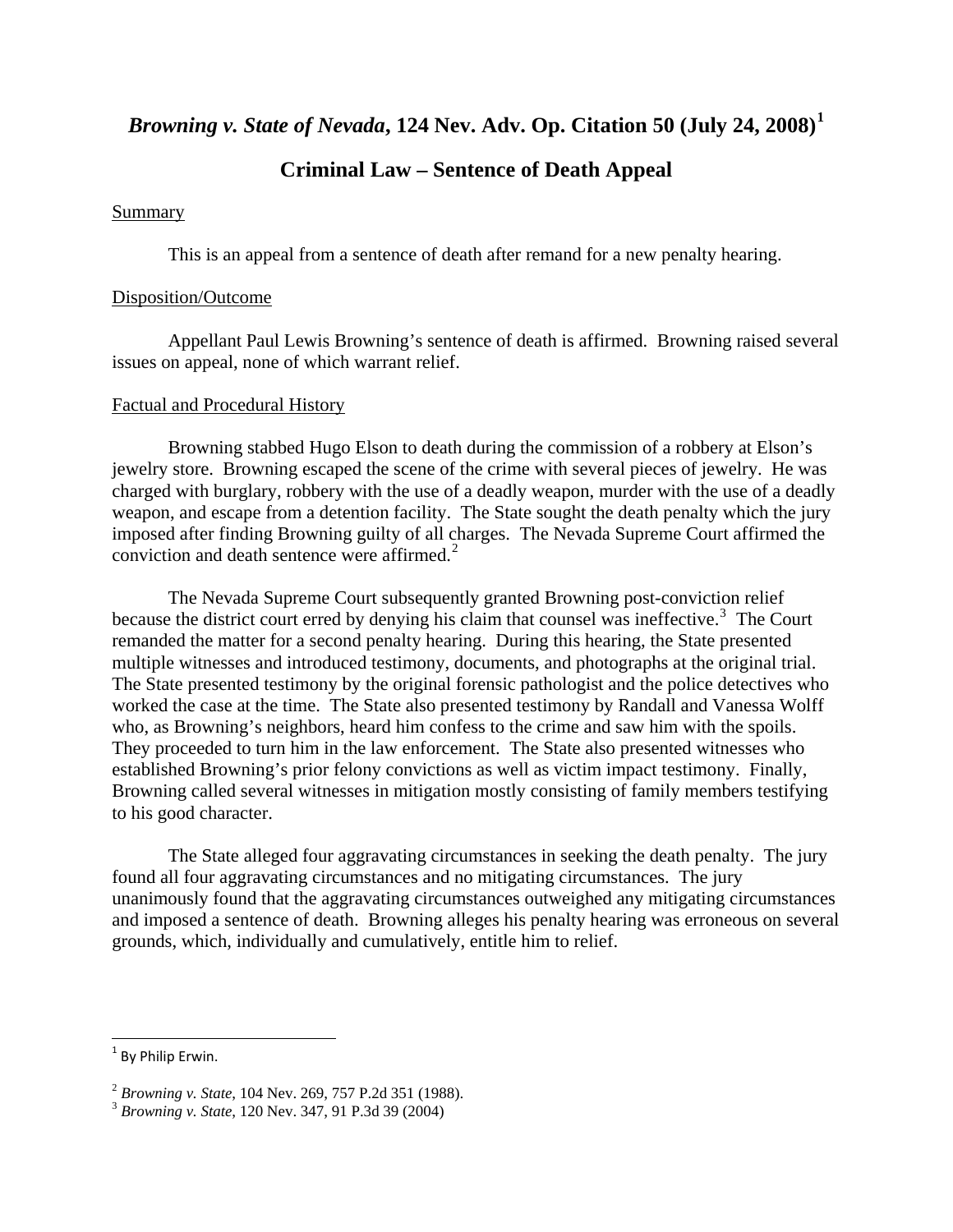# *Browning v. State of Nevada*, 124 Nev. Adv. Op. Citation 50 (July 24, 2008)[1]

## Criminal Law – Sentence of Death Appeal

Summary

This is an appeal from a sentence of death after remand for a new penalty hearing.

Disposition/Outcome

Appellant Paul Lewis Browning's sentence of death is affirmed. Browning raised several issues on appeal, none of which warrant relief.

Factual and Procedural History

Browning stabbed Hugo Elson to death during the commission of a robbery at Elson's jewelry store. Browning escaped the scene of the crime with several pieces of jewelry. He was charged with burglary, robbery with the use of a deadly weapon, murder with the use of a deadly weapon, and escape from a detention facility. The State sought the death penalty which the jury imposed after finding Browning guilty of all charges. The Nevada Supreme Court affirmed the conviction and death sentence were affirmed.[2]

The Nevada Supreme Court subsequently granted Browning post-conviction relief because the district court erred by denying his claim that counsel was ineffective.[3] The Court remanded the matter for a second penalty hearing. During this hearing, the State presented multiple witnesses and introduced testimony, documents, and photographs at the original trial. The State presented testimony by the original forensic pathologist and the police detectives who worked the case at the time. The State also presented testimony by Randall and Vanessa Wolff who, as Browning's neighbors, heard him confess to the crime and saw him with the spoils. They proceeded to turn him in the law enforcement. The State also presented witnesses who established Browning's prior felony convictions as well as victim impact testimony. Finally, Browning called several witnesses in mitigation mostly consisting of family members testifying to his good character.

The State alleged four aggravating circumstances in seeking the death penalty. The jury found all four aggravating circumstances and no mitigating circumstances. The jury unanimously found that the aggravating circumstances outweighed any mitigating circumstances and imposed a sentence of death. Browning alleges his penalty hearing was erroneous on several grounds, which, individually and cumulatively, entitle him to relief.

---

[1] By Philip Erwin.

[2] *Browning v. State*, 104 Nev. 269, 757 P.2d 351 (1988).

[3] *Browning v. State*, 120 Nev. 347, 91 P.3d 39 (2004)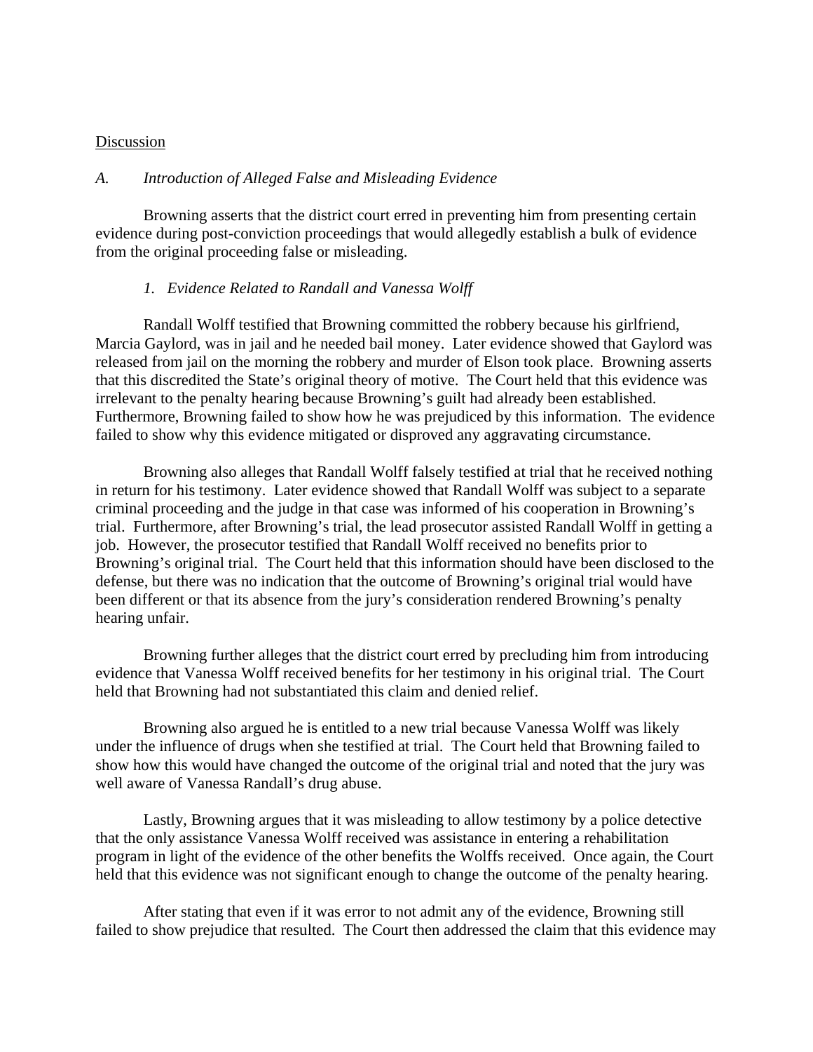Discussion

*A. Introduction of Alleged False and Misleading Evidence*

Browning asserts that the district court erred in preventing him from presenting certain evidence during post-conviction proceedings that would allegedly establish a bulk of evidence from the original proceeding false or misleading.

*1. Evidence Related to Randall and Vanessa Wolff*

Randall Wolff testified that Browning committed the robbery because his girlfriend, Marcia Gaylord, was in jail and he needed bail money. Later evidence showed that Gaylord was released from jail on the morning the robbery and murder of Elson took place. Browning asserts that this discredited the State's original theory of motive. The Court held that this evidence was irrelevant to the penalty hearing because Browning's guilt had already been established. Furthermore, Browning failed to show how he was prejudiced by this information. The evidence failed to show why this evidence mitigated or disproved any aggravating circumstance.

Browning also alleges that Randall Wolff falsely testified at trial that he received nothing in return for his testimony. Later evidence showed that Randall Wolff was subject to a separate criminal proceeding and the judge in that case was informed of his cooperation in Browning's trial. Furthermore, after Browning's trial, the lead prosecutor assisted Randall Wolff in getting a job. However, the prosecutor testified that Randall Wolff received no benefits prior to Browning's original trial. The Court held that this information should have been disclosed to the defense, but there was no indication that the outcome of Browning's original trial would have been different or that its absence from the jury's consideration rendered Browning's penalty hearing unfair.

Browning further alleges that the district court erred by precluding him from introducing evidence that Vanessa Wolff received benefits for her testimony in his original trial. The Court held that Browning had not substantiated this claim and denied relief.

Browning also argued he is entitled to a new trial because Vanessa Wolff was likely under the influence of drugs when she testified at trial. The Court held that Browning failed to show how this would have changed the outcome of the original trial and noted that the jury was well aware of Vanessa Randall's drug abuse.

Lastly, Browning argues that it was misleading to allow testimony by a police detective that the only assistance Vanessa Wolff received was assistance in entering a rehabilitation program in light of the evidence of the other benefits the Wolffs received. Once again, the Court held that this evidence was not significant enough to change the outcome of the penalty hearing.

After stating that even if it was error to not admit any of the evidence, Browning still failed to show prejudice that resulted. The Court then addressed the claim that this evidence may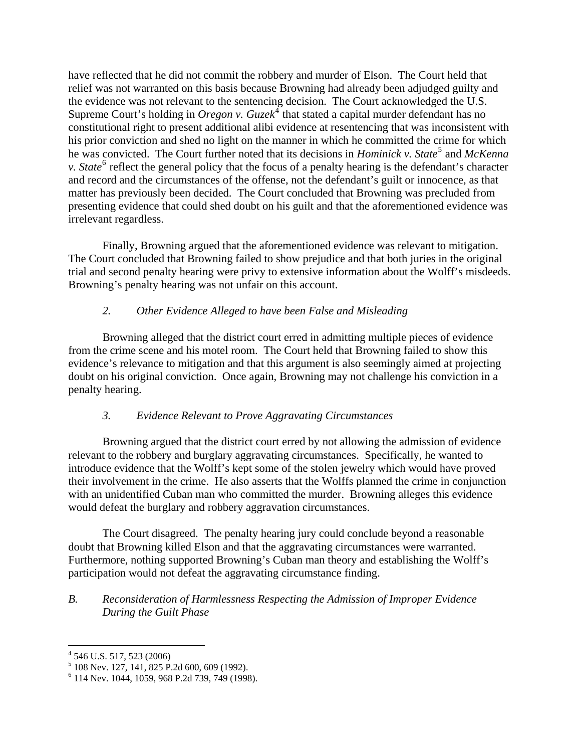have reflected that he did not commit the robbery and murder of Elson. The Court held that relief was not warranted on this basis because Browning had already been adjudged guilty and the evidence was not relevant to the sentencing decision. The Court acknowledged the U.S. Supreme Court's holding in *Oregon v. Guzek*[4] that stated a capital murder defendant has no constitutional right to present additional alibi evidence at resentencing that was inconsistent with his prior conviction and shed no light on the manner in which he committed the crime for which he was convicted. The Court further noted that its decisions in *Hominick v. State*[5] and *McKenna v. State*[6] reflect the general policy that the focus of a penalty hearing is the defendant's character and record and the circumstances of the offense, not the defendant's guilt or innocence, as that matter has previously been decided. The Court concluded that Browning was precluded from presenting evidence that could shed doubt on his guilt and that the aforementioned evidence was irrelevant regardless.

Finally, Browning argued that the aforementioned evidence was relevant to mitigation. The Court concluded that Browning failed to show prejudice and that both juries in the original trial and second penalty hearing were privy to extensive information about the Wolff's misdeeds. Browning's penalty hearing was not unfair on this account.

*2. Other Evidence Alleged to have been False and Misleading*

Browning alleged that the district court erred in admitting multiple pieces of evidence from the crime scene and his motel room. The Court held that Browning failed to show this evidence's relevance to mitigation and that this argument is also seemingly aimed at projecting doubt on his original conviction. Once again, Browning may not challenge his conviction in a penalty hearing.

*3. Evidence Relevant to Prove Aggravating Circumstances*

Browning argued that the district court erred by not allowing the admission of evidence relevant to the robbery and burglary aggravating circumstances. Specifically, he wanted to introduce evidence that the Wolff's kept some of the stolen jewelry which would have proved their involvement in the crime. He also asserts that the Wolffs planned the crime in conjunction with an unidentified Cuban man who committed the murder. Browning alleges this evidence would defeat the burglary and robbery aggravation circumstances.

The Court disagreed. The penalty hearing jury could conclude beyond a reasonable doubt that Browning killed Elson and that the aggravating circumstances were warranted. Furthermore, nothing supported Browning's Cuban man theory and establishing the Wolff's participation would not defeat the aggravating circumstance finding.

*B. Reconsideration of Harmlessness Respecting the Admission of Improper Evidence During the Guilt Phase*

---

[4] 546 U.S. 517, 523 (2006)

[5] 108 Nev. 127, 141, 825 P.2d 600, 609 (1992).

[6] 114 Nev. 1044, 1059, 968 P.2d 739, 749 (1998).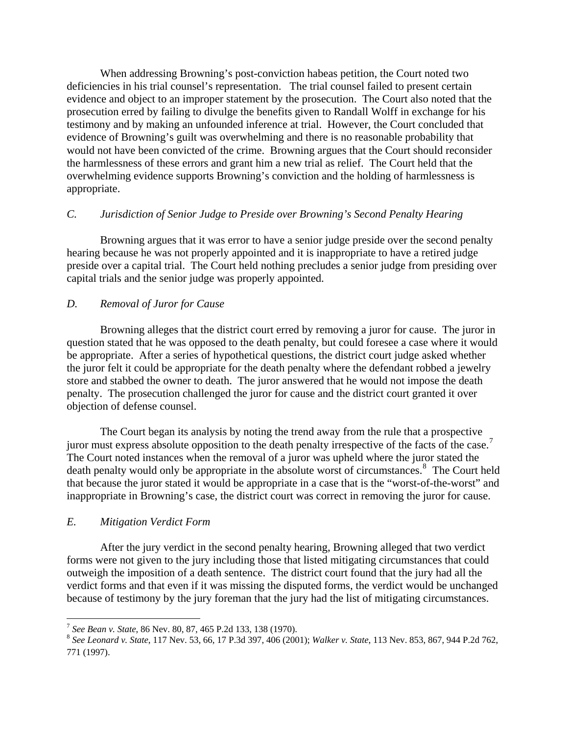When addressing Browning's post-conviction habeas petition, the Court noted two deficiencies in his trial counsel's representation. The trial counsel failed to present certain evidence and object to an improper statement by the prosecution. The Court also noted that the prosecution erred by failing to divulge the benefits given to Randall Wolff in exchange for his testimony and by making an unfounded inference at trial. However, the Court concluded that evidence of Browning's guilt was overwhelming and there is no reasonable probability that would not have been convicted of the crime. Browning argues that the Court should reconsider the harmlessness of these errors and grant him a new trial as relief. The Court held that the overwhelming evidence supports Browning's conviction and the holding of harmlessness is appropriate.

*C. Jurisdiction of Senior Judge to Preside over Browning's Second Penalty Hearing*

Browning argues that it was error to have a senior judge preside over the second penalty hearing because he was not properly appointed and it is inappropriate to have a retired judge preside over a capital trial. The Court held nothing precludes a senior judge from presiding over capital trials and the senior judge was properly appointed.

*D. Removal of Juror for Cause*

Browning alleges that the district court erred by removing a juror for cause. The juror in question stated that he was opposed to the death penalty, but could foresee a case where it would be appropriate. After a series of hypothetical questions, the district court judge asked whether the juror felt it could be appropriate for the death penalty where the defendant robbed a jewelry store and stabbed the owner to death. The juror answered that he would not impose the death penalty. The prosecution challenged the juror for cause and the district court granted it over objection of defense counsel.

The Court began its analysis by noting the trend away from the rule that a prospective juror must express absolute opposition to the death penalty irrespective of the facts of the case.[7] The Court noted instances when the removal of a juror was upheld where the juror stated the death penalty would only be appropriate in the absolute worst of circumstances.[8] The Court held that because the juror stated it would be appropriate in a case that is the "worst-of-the-worst" and inappropriate in Browning's case, the district court was correct in removing the juror for cause.

*E. Mitigation Verdict Form*

After the jury verdict in the second penalty hearing, Browning alleged that two verdict forms were not given to the jury including those that listed mitigating circumstances that could outweigh the imposition of a death sentence. The district court found that the jury had all the verdict forms and that even if it was missing the disputed forms, the verdict would be unchanged because of testimony by the jury foreman that the jury had the list of mitigating circumstances.

---

[7] *See Bean v. State*, 86 Nev. 80, 87, 465 P.2d 133, 138 (1970).

[8] *See Leonard v. State*, 117 Nev. 53, 66, 17 P.3d 397, 406 (2001); *Walker v. State*, 113 Nev. 853, 867, 944 P.2d 762, 771 (1997).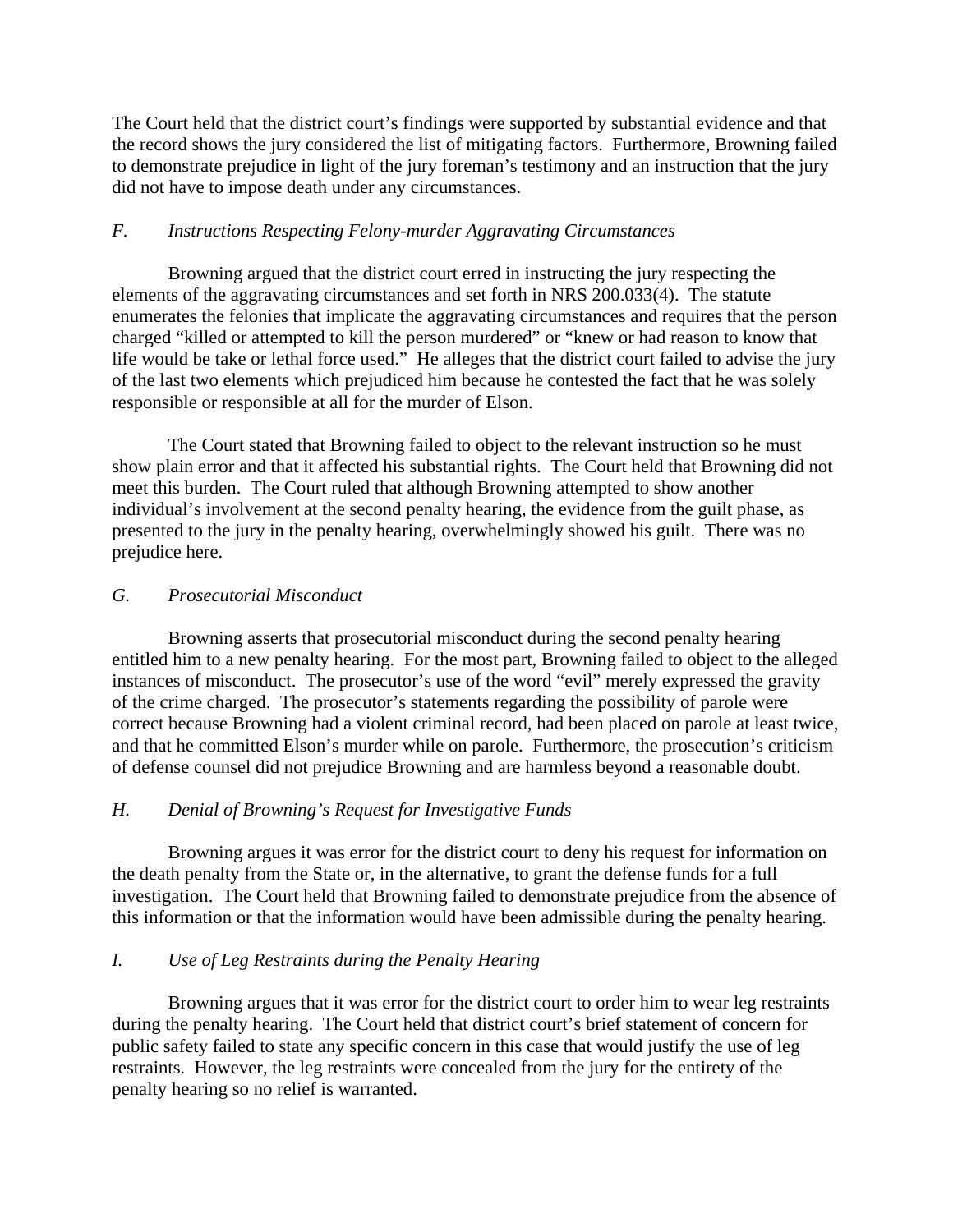The Court held that the district court's findings were supported by substantial evidence and that the record shows the jury considered the list of mitigating factors. Furthermore, Browning failed to demonstrate prejudice in light of the jury foreman's testimony and an instruction that the jury did not have to impose death under any circumstances.

### *F. Instructions Respecting Felony-murder Aggravating Circumstances*

Browning argued that the district court erred in instructing the jury respecting the elements of the aggravating circumstances and set forth in NRS 200.033(4). The statute enumerates the felonies that implicate the aggravating circumstances and requires that the person charged "killed or attempted to kill the person murdered" or "knew or had reason to know that life would be take or lethal force used." He alleges that the district court failed to advise the jury of the last two elements which prejudiced him because he contested the fact that he was solely responsible or responsible at all for the murder of Elson.

The Court stated that Browning failed to object to the relevant instruction so he must show plain error and that it affected his substantial rights. The Court held that Browning did not meet this burden. The Court ruled that although Browning attempted to show another individual's involvement at the second penalty hearing, the evidence from the guilt phase, as presented to the jury in the penalty hearing, overwhelmingly showed his guilt. There was no prejudice here.

### *G. Prosecutorial Misconduct*

Browning asserts that prosecutorial misconduct during the second penalty hearing entitled him to a new penalty hearing. For the most part, Browning failed to object to the alleged instances of misconduct. The prosecutor's use of the word "evil" merely expressed the gravity of the crime charged. The prosecutor's statements regarding the possibility of parole were correct because Browning had a violent criminal record, had been placed on parole at least twice, and that he committed Elson's murder while on parole. Furthermore, the prosecution's criticism of defense counsel did not prejudice Browning and are harmless beyond a reasonable doubt.

### *H. Denial of Browning's Request for Investigative Funds*

Browning argues it was error for the district court to deny his request for information on the death penalty from the State or, in the alternative, to grant the defense funds for a full investigation. The Court held that Browning failed to demonstrate prejudice from the absence of this information or that the information would have been admissible during the penalty hearing.

### *I. Use of Leg Restraints during the Penalty Hearing*

Browning argues that it was error for the district court to order him to wear leg restraints during the penalty hearing. The Court held that district court's brief statement of concern for public safety failed to state any specific concern in this case that would justify the use of leg restraints. However, the leg restraints were concealed from the jury for the entirety of the penalty hearing so no relief is warranted.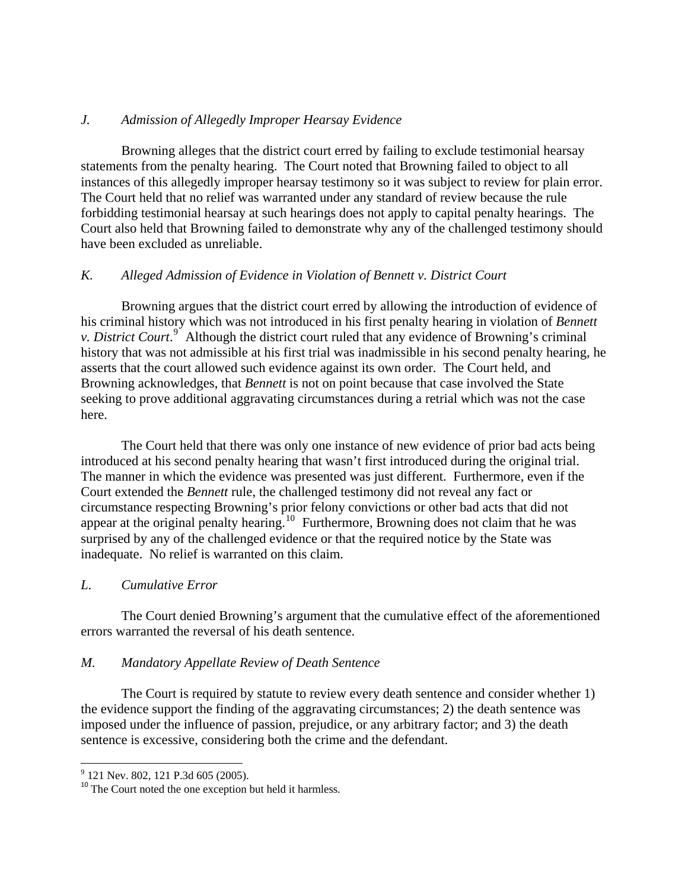### *J. Admission of Allegedly Improper Hearsay Evidence*

Browning alleges that the district court erred by failing to exclude testimonial hearsay statements from the penalty hearing. The Court noted that Browning failed to object to all instances of this allegedly improper hearsay testimony so it was subject to review for plain error. The Court held that no relief was warranted under any standard of review because the rule forbidding testimonial hearsay at such hearings does not apply to capital penalty hearings. The Court also held that Browning failed to demonstrate why any of the challenged testimony should have been excluded as unreliable.

### *K. Alleged Admission of Evidence in Violation of Bennett v. District Court*

Browning argues that the district court erred by allowing the introduction of evidence of his criminal history which was not introduced in his first penalty hearing in violation of *Bennett v. District Court*.[9] Although the district court ruled that any evidence of Browning's criminal history that was not admissible at his first trial was inadmissible in his second penalty hearing, he asserts that the court allowed such evidence against its own order. The Court held, and Browning acknowledges, that *Bennett* is not on point because that case involved the State seeking to prove additional aggravating circumstances during a retrial which was not the case here.

The Court held that there was only one instance of new evidence of prior bad acts being introduced at his second penalty hearing that wasn't first introduced during the original trial. The manner in which the evidence was presented was just different. Furthermore, even if the Court extended the *Bennett* rule, the challenged testimony did not reveal any fact or circumstance respecting Browning's prior felony convictions or other bad acts that did not appear at the original penalty hearing.[10] Furthermore, Browning does not claim that he was surprised by any of the challenged evidence or that the required notice by the State was inadequate. No relief is warranted on this claim.

### *L. Cumulative Error*

The Court denied Browning's argument that the cumulative effect of the aforementioned errors warranted the reversal of his death sentence.

### *M. Mandatory Appellate Review of Death Sentence*

The Court is required by statute to review every death sentence and consider whether 1) the evidence support the finding of the aggravating circumstances; 2) the death sentence was imposed under the influence of passion, prejudice, or any arbitrary factor; and 3) the death sentence is excessive, considering both the crime and the defendant.

---

[9] 121 Nev. 802, 121 P.3d 605 (2005).

[10] The Court noted the one exception but held it harmless.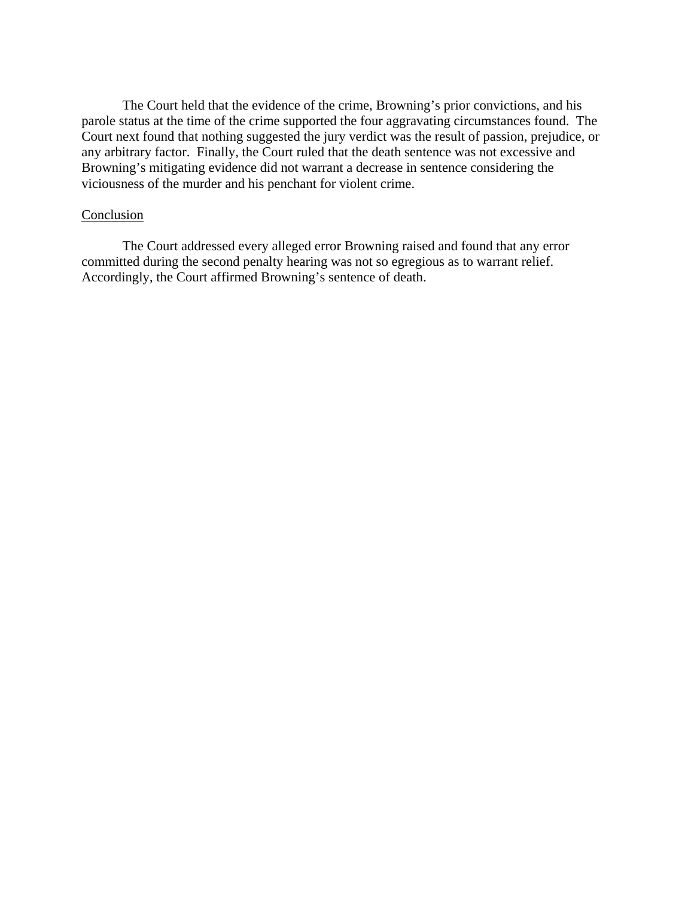The Court held that the evidence of the crime, Browning's prior convictions, and his parole status at the time of the crime supported the four aggravating circumstances found. The Court next found that nothing suggested the jury verdict was the result of passion, prejudice, or any arbitrary factor. Finally, the Court ruled that the death sentence was not excessive and Browning's mitigating evidence did not warrant a decrease in sentence considering the viciousness of the murder and his penchant for violent crime.

## Conclusion

The Court addressed every alleged error Browning raised and found that any error committed during the second penalty hearing was not so egregious as to warrant relief. Accordingly, the Court affirmed Browning's sentence of death.